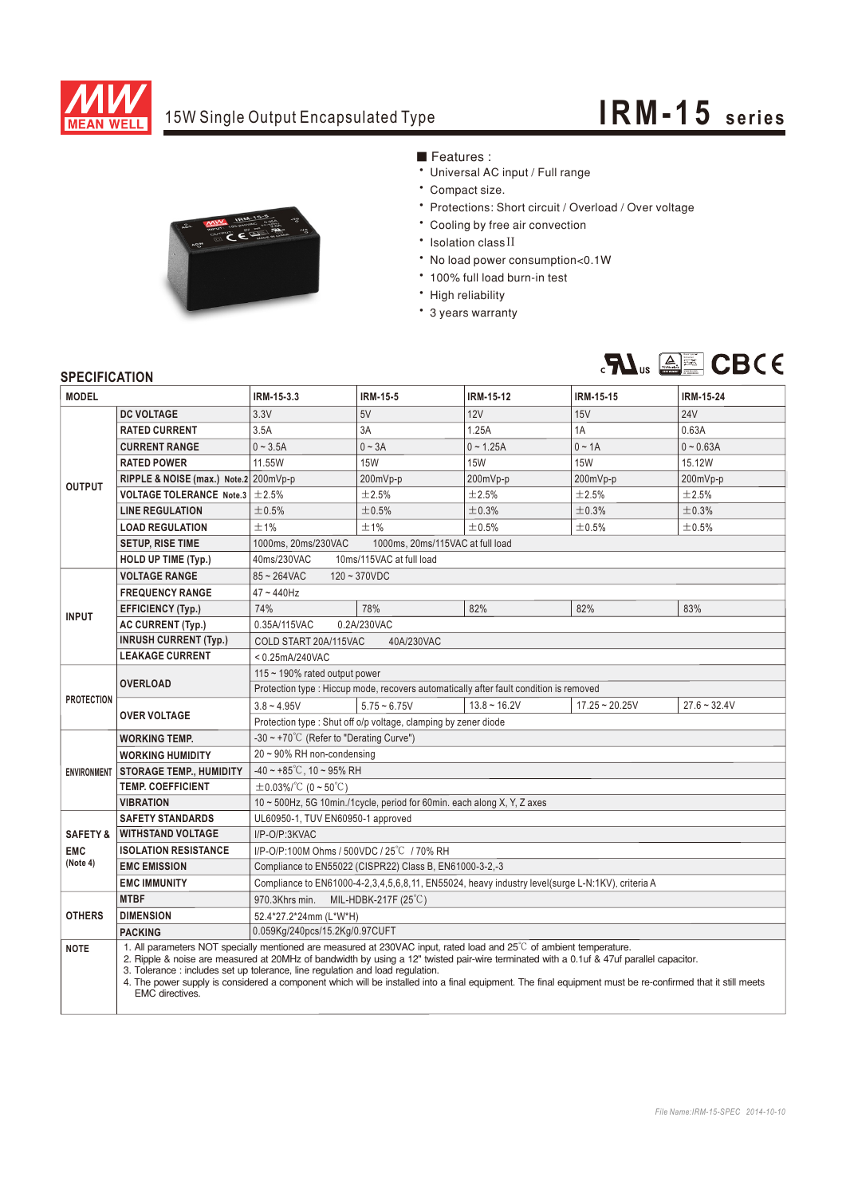# 15W Single Output Encapsulated Type

# IRM-15 series

■ Features :

- Universal AC input / Full range
- Compact size.
- Protections: Short circuit / Overload / Over voltage
- Cooling by free air convection
- Isolation class II
- No load power consumption<0.1W
- 100% full load burn-in test
- High reliability
- 3 years warranty

## SPECIFICATION

| MODEL | | IRM-15-3.3 | IRM-15-5 | IRM-15-12 | IRM-15-15 | IRM-15-24 |
|---|---|---|---|---|---|---|
| OUTPUT | DC VOLTAGE | 3.3V | 5V | 12V | 15V | 24V |
| | RATED CURRENT | 3.5A | 3A | 1.25A | 1A | 0.63A |
| | CURRENT RANGE | 0 ~ 3.5A | 0 ~ 3A | 0 ~ 1.25A | 0 ~ 1A | 0 ~ 0.63A |
| | RATED POWER | 11.55W | 15W | 15W | 15W | 15.12W |
| | RIPPLE & NOISE (max.) Note.2 | 200mVp-p | 200mVp-p | 200mVp-p | 200mVp-p | 200mVp-p |
| | VOLTAGE TOLERANCE Note.3 | ±2.5% | ±2.5% | ±2.5% | ±2.5% | ±2.5% |
| | LINE REGULATION | ±0.5% | ±0.5% | ±0.3% | ±0.3% | ±0.3% |
| | LOAD REGULATION | ±1% | ±1% | ±0.5% | ±0.5% | ±0.5% |
| | SETUP, RISE TIME | 1000ms, 20ms/230VAC 1000ms, 20ms/115VAC at full load | | | | |
| | HOLD UP TIME (Typ.) | 40ms/230VAC 10ms/115VAC at full load | | | | |
| INPUT | VOLTAGE RANGE | 85 ~ 264VAC 120 ~ 370VDC | | | | |
| | FREQUENCY RANGE | 47 ~ 440Hz | | | | |
| | EFFICIENCY (Typ.) | 74% | 78% | 82% | 82% | 83% |
| | AC CURRENT (Typ.) | 0.35A/115VAC 0.2A/230VAC | | | | |
| | INRUSH CURRENT (Typ.) | COLD START 20A/115VAC 40A/230VAC | | | | |
| | LEAKAGE CURRENT | < 0.25mA/240VAC | | | | |
| PROTECTION | OVERLOAD | 115 ~ 190% rated output power | | | | |
| | | Protection type : Hiccup mode, recovers automatically after fault condition is removed | | | | |
| | OVER VOLTAGE | 3.8 ~ 4.95V | 5.75 ~ 6.75V | 13.8 ~ 16.2V | 17.25 ~ 20.25V | 27.6 ~ 32.4V |
| | | Protection type : Shut off o/p voltage, clamping by zener diode | | | | |
| ENVIRONMENT | WORKING TEMP. | -30 ~ +70℃ (Refer to "Derating Curve") | | | | |
| | WORKING HUMIDITY | 20 ~ 90% RH non-condensing | | | | |
| | STORAGE TEMP., HUMIDITY | -40 ~ +85℃, 10 ~ 95% RH | | | | |
| | TEMP. COEFFICIENT | ±0.03%/℃ (0 ~ 50℃) | | | | |
| | VIBRATION | 10 ~ 500Hz, 5G 10min./1cycle, period for 60min. each along X, Y, Z axes | | | | |
| SAFETY & EMC (Note 4) | SAFETY STANDARDS | UL60950-1, TUV EN60950-1 approved | | | | |
| | WITHSTAND VOLTAGE | I/P-O/P:3KVAC | | | | |
| | ISOLATION RESISTANCE | I/P-O/P:100M Ohms / 500VDC / 25℃ / 70% RH | | | | |
| | EMC EMISSION | Compliance to EN55022 (CISPR22) Class B, EN61000-3-2,-3 | | | | |
| | EMC IMMUNITY | Compliance to EN61000-4-2,3,4,5,6,8,11, EN55024, heavy industry level(surge L-N:1KV), criteria A | | | | |
| OTHERS | MTBF | 970.3Khrs min. MIL-HDBK-217F (25℃) | | | | |
| | DIMENSION | 52.4*27.2*24mm (L*W*H) | | | | |
| | PACKING | 0.059Kg/240pcs/15.2Kg/0.97CUFT | | | | |

**NOTE**

1. All parameters NOT specially mentioned are measured at 230VAC input, rated load and 25℃ of ambient temperature.
2. Ripple & noise are measured at 20MHz of bandwidth by using a 12" twisted pair-wire terminated with a 0.1uf & 47uf parallel capacitor.
3. Tolerance : includes set up tolerance, line regulation and load regulation.
4. The power supply is considered a component which will be installed into a final equipment. The final equipment must be re-confirmed that it still meets EMC directives.

File Name:IRM-15-SPEC 2014-10-10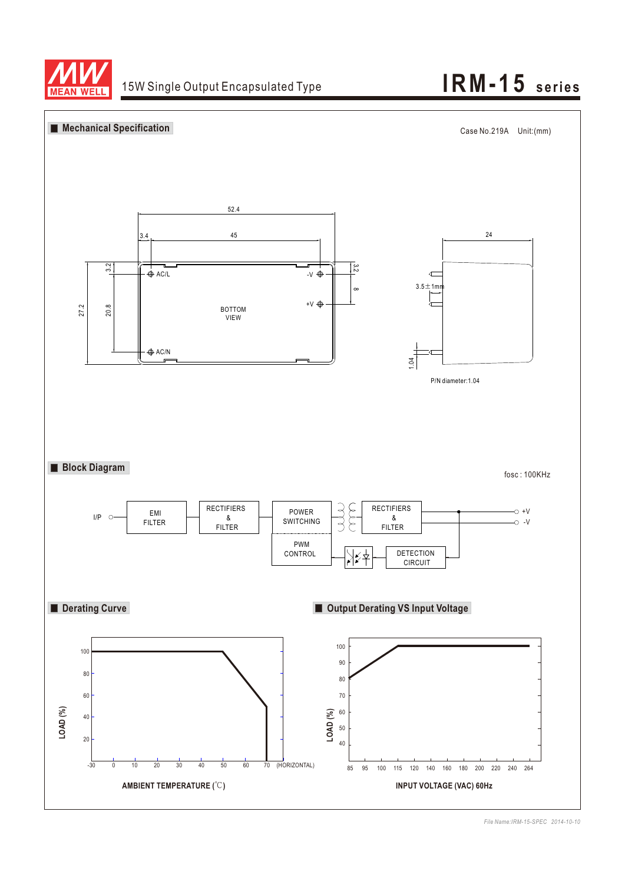15W Single Output Encapsulated Type

# IRM-15 series

## Mechanical Specification

Case No.219A Unit:(mm)

52.4
3.4
45
3.2
27.2
20.8
AC/L
-V
+V
AC/N
BOTTOM VIEW
3.2
8
24
3.5±1mm
1.04
P/N diameter:1.04

## Block Diagram

fosc : 100KHz

I/P
EMI FILTER
RECTIFIERS & FILTER
POWER SWITCHING
PWM CONTROL
RECTIFIERS & FILTER
DETECTION CIRCUIT
+V
-V

## Derating Curve

LOAD (%)
100
80
60
40
20
-30
0
10
20
30
40
50
60
70 (HORIZONTAL)
AMBIENT TEMPERATURE (℃)

## Output Derating VS Input Voltage

LOAD (%)
100
90
80
70
60
50
40
85
95
100
115
120
140
160
180
200
220
240
264
INPUT VOLTAGE (VAC) 60Hz

*File Name:IRM-15-SPEC 2014-10-10*